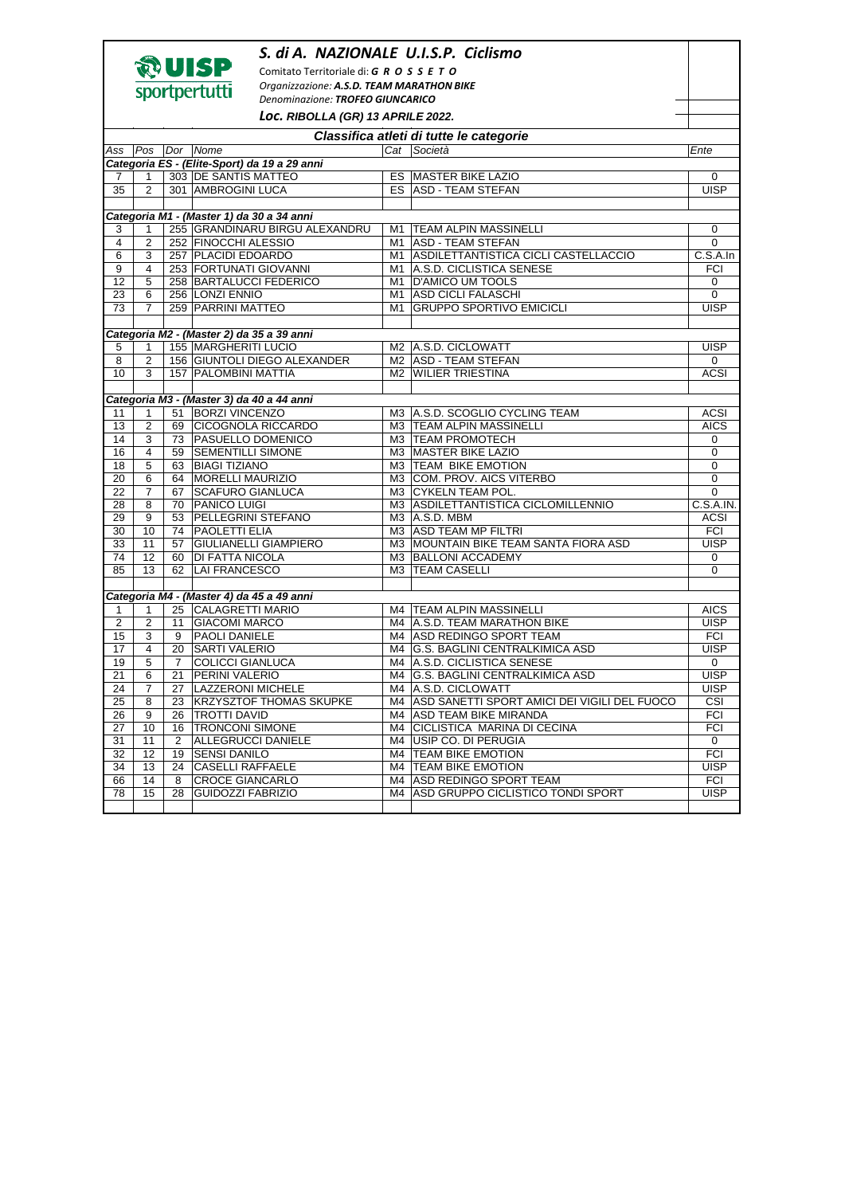# S. di A. NAZIONALE U.I.S.P. Ciclismo

Comitato Territoriale di: **G R O S S E T O**

*Organizzazione:* ***A.S.D. TEAM MARATHON BIKE***

*Denominazione:* ***TROFEO GIUNCARICO***

***Loc. RIBOLLA (GR) 13 APRILE 2022.***

## Classifica atleti di tutte le categorie

| Ass | Pos | Dor | Nome | Cat | Società | Ente |
|---|---|---|---|---|---|---|
| **Categoria ES - (Elite-Sport) da 19 a 29 anni** | | | | | | |
| 7 | 1 | 303 | DE SANTIS MATTEO | ES | MASTER BIKE LAZIO | 0 |
| 35 | 2 | 301 | AMBROGINI LUCA | ES | ASD - TEAM STEFAN | UISP |
| **Categoria M1 - (Master 1) da 30 a 34 anni** | | | | | | |
| 3 | 1 | 255 | GRANDINARU BIRGU ALEXANDRU | M1 | TEAM ALPIN MASSINELLI | 0 |
| 4 | 2 | 252 | FINOCCHI ALESSIO | M1 | ASD - TEAM STEFAN | 0 |
| 6 | 3 | 257 | PLACIDI EDOARDO | M1 | ASDILETTANTISTICA CICLI CASTELLACCIO | C.S.A.In |
| 9 | 4 | 253 | FORTUNATI GIOVANNI | M1 | A.S.D. CICLISTICA SENESE | FCI |
| 12 | 5 | 258 | BARTALUCCI FEDERICO | M1 | D'AMICO UM TOOLS | 0 |
| 23 | 6 | 256 | LONZI ENNIO | M1 | ASD CICLI FALASCHI | 0 |
| 73 | 7 | 259 | PARRINI MATTEO | M1 | GRUPPO SPORTIVO EMICICLI | UISP |
| **Categoria M2 - (Master 2) da 35 a 39 anni** | | | | | | |
| 5 | 1 | 155 | MARGHERITI LUCIO | M2 | A.S.D. CICLOWATT | UISP |
| 8 | 2 | 156 | GIUNTOLI DIEGO ALEXANDER | M2 | ASD - TEAM STEFAN | 0 |
| 10 | 3 | 157 | PALOMBINI MATTIA | M2 | WILIER TRIESTINA | ACSI |
| **Categoria M3 - (Master 3) da 40 a 44 anni** | | | | | | |
| 11 | 1 | 51 | BORZI VINCENZO | M3 | A.S.D. SCOGLIO CYCLING TEAM | ACSI |
| 13 | 2 | 69 | CICOGNOLA RICCARDO | M3 | TEAM ALPIN MASSINELLI | AICS |
| 14 | 3 | 73 | PASUELLO DOMENICO | M3 | TEAM PROMOTECH | 0 |
| 16 | 4 | 59 | SEMENTILLI SIMONE | M3 | MASTER BIKE LAZIO | 0 |
| 18 | 5 | 63 | BIAGI TIZIANO | M3 | TEAM BIKE EMOTION | 0 |
| 20 | 6 | 64 | MORELLI MAURIZIO | M3 | COM. PROV. AICS VITERBO | 0 |
| 22 | 7 | 67 | SCAFURO GIANLUCA | M3 | CYKELN TEAM POL. | 0 |
| 28 | 8 | 70 | PANICO LUIGI | M3 | ASDILETTANTISTICA CICLOMILLENNIO | C.S.A.IN. |
| 29 | 9 | 53 | PELLEGRINI STEFANO | M3 | A.S.D. MBM | ACSI |
| 30 | 10 | 74 | PAOLETTI ELIA | M3 | ASD TEAM MP FILTRI | FCI |
| 33 | 11 | 57 | GIULIANELLI GIAMPIERO | M3 | MOUNTAIN BIKE TEAM SANTA FIORA ASD | UISP |
| 74 | 12 | 60 | DI FATTA NICOLA | M3 | BALLONI ACCADEMY | 0 |
| 85 | 13 | 62 | LAI FRANCESCO | M3 | TEAM CASELLI | 0 |
| **Categoria M4 - (Master 4) da 45 a 49 anni** | | | | | | |
| 1 | 1 | 25 | CALAGRETTI MARIO | M4 | TEAM ALPIN MASSINELLI | AICS |
| 2 | 2 | 11 | GIACOMI MARCO | M4 | A.S.D. TEAM MARATHON BIKE | UISP |
| 15 | 3 | 9 | PAOLI DANIELE | M4 | ASD REDINGO SPORT TEAM | FCI |
| 17 | 4 | 20 | SARTI VALERIO | M4 | G.S. BAGLINI CENTRALKIMICA ASD | UISP |
| 19 | 5 | 7 | COLICCI GIANLUCA | M4 | A.S.D. CICLISTICA SENESE | 0 |
| 21 | 6 | 21 | PERINI VALERIO | M4 | G.S. BAGLINI CENTRALKIMICA ASD | UISP |
| 24 | 7 | 27 | LAZZERONI MICHELE | M4 | A.S.D. CICLOWATT | UISP |
| 25 | 8 | 23 | KRZYSZTOF THOMAS SKUPKE | M4 | ASD SANETTI SPORT AMICI DEI VIGILI DEL FUOCO | CSI |
| 26 | 9 | 26 | TROTTI DAVID | M4 | ASD TEAM BIKE MIRANDA | FCI |
| 27 | 10 | 16 | TRONCONI SIMONE | M4 | CICLISTICA MARINA DI CECINA | FCI |
| 31 | 11 | 2 | ALLEGRUCCI DANIELE | M4 | USIP CO. DI PERUGIA | 0 |
| 32 | 12 | 19 | SENSI DANILO | M4 | TEAM BIKE EMOTION | FCI |
| 34 | 13 | 24 | CASELLI RAFFAELE | M4 | TEAM BIKE EMOTION | UISP |
| 66 | 14 | 8 | CROCE GIANCARLO | M4 | ASD REDINGO SPORT TEAM | FCI |
| 78 | 15 | 28 | GUIDOZZI FABRIZIO | M4 | ASD GRUPPO CICLISTICO TONDI SPORT | UISP |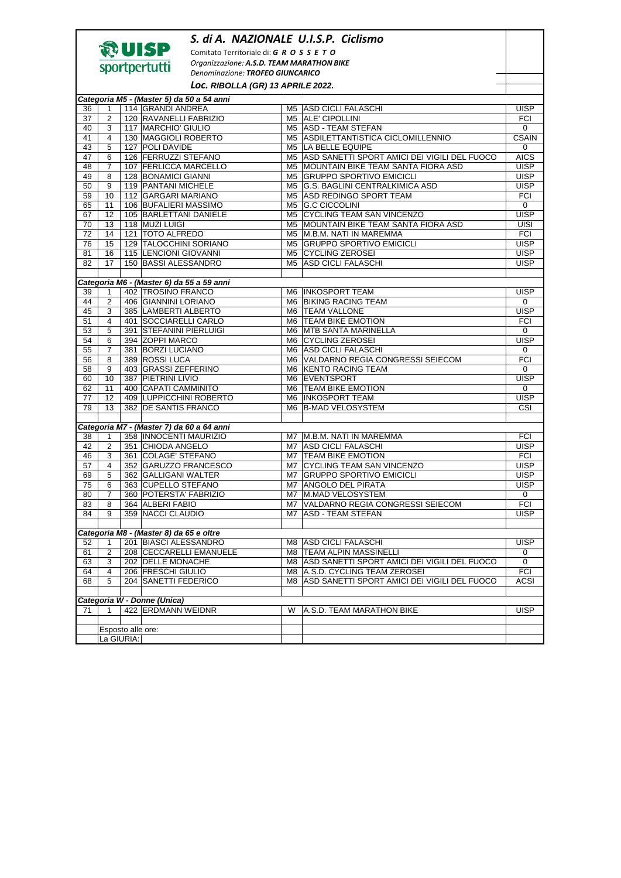# S. di A. NAZIONALE U.I.S.P. Ciclismo

Comitato Territoriale di: **G R O S S E T O**

*Organizzazione: **A.S.D. TEAM MARATHON BIKE***

*Denominazione: **TROFEO GIUNCARICO***

***Loc. RIBOLLA (GR) 13 APRILE 2022.***

| | | | | | | |
|---|---|---|---|---|---|---|
| *Categoria M5 - (Master 5) da 50 a 54 anni* | | | | | | |
| 36 | 1 | 114 | GRANDI ANDREA | M5 | ASD CICLI FALASCHI | UISP |
| 37 | 2 | 120 | RAVANELLI FABRIZIO | M5 | ALE' CIPOLLINI | FCI |
| 40 | 3 | 117 | MARCHIO' GIULIO | M5 | ASD - TEAM STEFAN | 0 |
| 41 | 4 | 130 | MAGGIOLI ROBERTO | M5 | ASDILETTANTISTICA CICLOMILLENNIO | CSAIN |
| 43 | 5 | 127 | POLI DAVIDE | M5 | LA BELLE EQUIPE | 0 |
| 47 | 6 | 126 | FERRUZZI STEFANO | M5 | ASD SANETTI SPORT AMICI DEI VIGILI DEL FUOCO | AICS |
| 48 | 7 | 107 | FERLICCA MARCELLO | M5 | MOUNTAIN BIKE TEAM SANTA FIORA ASD | UISP |
| 49 | 8 | 128 | BONAMICI GIANNI | M5 | GRUPPO SPORTIVO EMICICLI | UISP |
| 50 | 9 | 119 | PANTANI MICHELE | M5 | G.S. BAGLINI CENTRALKIMICA ASD | UISP |
| 59 | 10 | 112 | GARGARI MARIANO | M5 | ASD REDINGO SPORT TEAM | FCI |
| 65 | 11 | 106 | BUFALIERI MASSIMO | M5 | G.C CICCOLINI | 0 |
| 67 | 12 | 105 | BARLETTANI DANIELE | M5 | CYCLING TEAM SAN VINCENZO | UISP |
| 70 | 13 | 118 | MUZI LUIGI | M5 | MOUNTAIN BIKE TEAM SANTA FIORA ASD | UISI |
| 72 | 14 | 121 | TOTO ALFREDO | M5 | M.B.M. NATI IN MAREMMA | FCI |
| 76 | 15 | 129 | TALOCCHINI SORIANO | M5 | GRUPPO SPORTIVO EMICICLI | UISP |
| 81 | 16 | 115 | LENCIONI GIOVANNI | M5 | CYCLING ZEROSEI | UISP |
| 82 | 17 | 150 | BASSI ALESSANDRO | M5 | ASD CICLI FALASCHI | UISP |
| *Categoria M6 - (Master 6) da 55 a 59 anni* | | | | | | |
| 39 | 1 | 402 | TROSINO FRANCO | M6 | INKOSPORT TEAM | UISP |
| 44 | 2 | 406 | GIANNINI LORIANO | M6 | BIKING RACING TEAM | 0 |
| 45 | 3 | 385 | LAMBERTI ALBERTO | M6 | TEAM VALLONE | UISP |
| 51 | 4 | 401 | SOCCIARELLI CARLO | M6 | TEAM BIKE EMOTION | FCI |
| 53 | 5 | 391 | STEFANINI PIERLUIGI | M6 | MTB SANTA MARINELLA | 0 |
| 54 | 6 | 394 | ZOPPI MARCO | M6 | CYCLING ZEROSEI | UISP |
| 55 | 7 | 381 | BORZI LUCIANO | M6 | ASD CICLI FALASCHI | 0 |
| 56 | 8 | 389 | ROSSI LUCA | M6 | VALDARNO REGIA CONGRESSI SEIECOM | FCI |
| 58 | 9 | 403 | GRASSI ZEFFERINO | M6 | KENTO RACING TEAM | 0 |
| 60 | 10 | 387 | PIETRINI LIVIO | M6 | EVENTSPORT | UISP |
| 62 | 11 | 400 | CAPATI CAMMINITO | M6 | TEAM BIKE EMOTION | 0 |
| 77 | 12 | 409 | LUPPICCHINI ROBERTO | M6 | INKOSPORT TEAM | UISP |
| 79 | 13 | 382 | DE SANTIS FRANCO | M6 | B-MAD VELOSYSTEM | CSI |
| *Categoria M7 - (Master 7) da 60 a 64 anni* | | | | | | |
| 38 | 1 | 358 | INNOCENTI MAURIZIO | M7 | M.B.M. NATI IN MAREMMA | FCI |
| 42 | 2 | 351 | CHIODA ANGELO | M7 | ASD CICLI FALASCHI | UISP |
| 46 | 3 | 361 | COLAGE' STEFANO | M7 | TEAM BIKE EMOTION | FCI |
| 57 | 4 | 352 | GARUZZO FRANCESCO | M7 | CYCLING TEAM SAN VINCENZO | UISP |
| 69 | 5 | 362 | GALLIGANI WALTER | M7 | GRUPPO SPORTIVO EMICICLI | UISP |
| 75 | 6 | 363 | CUPELLO STEFANO | M7 | ANGOLO DEL PIRATA | UISP |
| 80 | 7 | 360 | POTERSTA' FABRIZIO | M7 | M.MAD VELOSYSTEM | 0 |
| 83 | 8 | 364 | ALBERI FABIO | M7 | VALDARNO REGIA CONGRESSI SEIECOM | FCI |
| 84 | 9 | 359 | NACCI CLAUDIO | M7 | ASD - TEAM STEFAN | UISP |
| *Categoria M8 - (Master 8) da 65 e oltre* | | | | | | |
| 52 | 1 | 201 | BIASCI ALESSANDRO | M8 | ASD CICLI FALASCHI | UISP |
| 61 | 2 | 208 | CECCARELLI EMANUELE | M8 | TEAM ALPIN MASSINELLI | 0 |
| 63 | 3 | 202 | DELLE MONACHE | M8 | ASD SANETTI SPORT AMICI DEI VIGILI DEL FUOCO | 0 |
| 64 | 4 | 206 | FRESCHI GIULIO | M8 | A.S.D. CYCLING TEAM ZEROSEI | FCI |
| 68 | 5 | 204 | SANETTI FEDERICO | M8 | ASD SANETTI SPORT AMICI DEI VIGILI DEL FUOCO | ACSI |
| *Categoria W - Donne (Unica)* | | | | | | |
| 71 | 1 | 422 | ERDMANN WEIDNR | W | A.S.D. TEAM MARATHON BIKE | UISP |

Esposto alle ore:

La GIURIA: